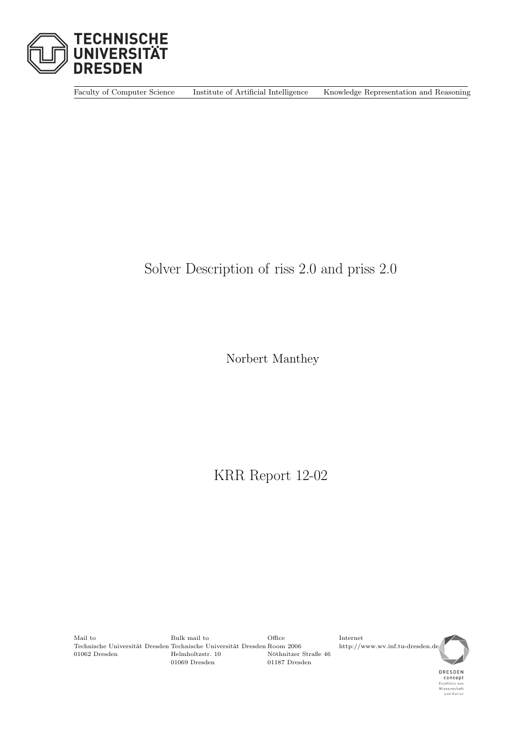TECHNISCHE UNIVERSITÄT DRESDEN

Faculty of Computer Science Institute of Artificial Intelligence Knowledge Representation and Reasoning

# Solver Description of riss 2.0 and priss 2.0

Norbert Manthey

## KRR Report 12-02

Mail to
Technische Universität Dresden
01062 Dresden

Bulk mail to
Technische Universität Dresden
Helmholtzstr. 10
01069 Dresden

Office
Room 2006
Nöthnitzer Straße 46
01187 Dresden

Internet
http://www.wv.inf.tu-dresden.de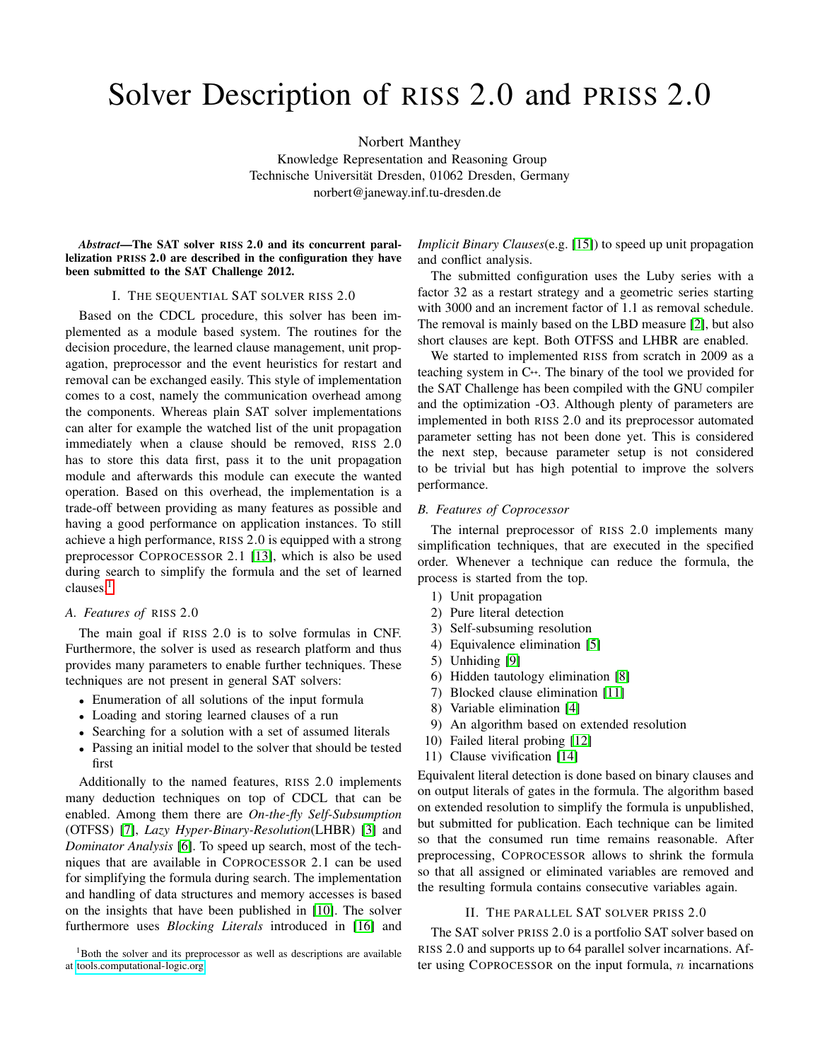# Solver Description of RISS 2.0 and PRISS 2.0

Norbert Manthey
Knowledge Representation and Reasoning Group
Technische Universität Dresden, 01062 Dresden, Germany
norbert@janeway.inf.tu-dresden.de

***Abstract*—The SAT solver RISS 2.0 and its concurrent parallelization PRISS 2.0 are described in the configuration they have been submitted to the SAT Challenge 2012.**

## I. The sequential SAT solver RISS 2.0

Based on the CDCL procedure, this solver has been implemented as a module based system. The routines for the decision procedure, the learned clause management, unit propagation, preprocessor and the event heuristics for restart and removal can be exchanged easily. This style of implementation comes to a cost, namely the communication overhead among the components. Whereas plain SAT solver implementations can alter for example the watched list of the unit propagation immediately when a clause should be removed, RISS 2.0 has to store this data first, pass it to the unit propagation module and afterwards this module can execute the wanted operation. Based on this overhead, the implementation is a trade-off between providing as many features as possible and having a good performance on application instances. To still achieve a high performance, RISS 2.0 is equipped with a strong preprocessor COPROCESSOR 2.1 [13], which is also used during search to simplify the formula and the set of learned clauses.[1]

### A. Features of RISS 2.0

The main goal if RISS 2.0 is to solve formulas in CNF. Furthermore, the solver is used as research platform and thus provides many parameters to enable further techniques. These techniques are not present in general SAT solvers:

- Enumeration of all solutions of the input formula
- Loading and storing learned clauses of a run
- Searching for a solution with a set of assumed literals
- Passing an initial model to the solver that should be tested first

Additionally to the named features, RISS 2.0 implements many deduction techniques on top of CDCL that can be enabled. Among them there are *On-the-fly Self-Subsumption* (OTFSS) [7], *Lazy Hyper-Binary-Resolution*(LHBR) [3] and *Dominator Analysis* [6]. To speed up search, most of the techniques that are available in COPROCESSOR 2.1 can be used for simplifying the formula during search. The implementation and handling of data structures and memory accesses is based on the insights that have been published in [10]. The solver furthermore uses *Blocking Literals* introduced in [16] and *Implicit Binary Clauses*(e.g. [15]) to speed up unit propagation and conflict analysis.

The submitted configuration uses the Luby series with a factor 32 as a restart strategy and a geometric series starting with 3000 and an increment factor of 1.1 as removal schedule. The removal is mainly based on the LBD measure [2], but also short clauses are kept. Both OTFSS and LHBR are enabled.

We started to implemented RISS from scratch in 2009 as a teaching system in C++. The binary of the tool we provided for the SAT Challenge has been compiled with the GNU compiler and the optimization -O3. Although plenty of parameters are implemented in both RISS 2.0 and its preprocessor automated parameter setting has not been done yet. This is considered the next step, because parameter setup is not considered to be trivial but has high potential to improve the solvers performance.

### B. Features of Coprocessor

The internal preprocessor of RISS 2.0 implements many simplification techniques, that are executed in the specified order. Whenever a technique can reduce the formula, the process is started from the top.

1) Unit propagation
2) Pure literal detection
3) Self-subsuming resolution
4) Equivalence elimination [5]
5) Unhiding [9]
6) Hidden tautology elimination [8]
7) Blocked clause elimination [11]
8) Variable elimination [4]
9) An algorithm based on extended resolution
10) Failed literal probing [12]
11) Clause vivification [14]

Equivalent literal detection is done based on binary clauses and on output literals of gates in the formula. The algorithm based on extended resolution to simplify the formula is unpublished, but submitted for publication. Each technique can be limited so that the consumed run time remains reasonable. After preprocessing, COPROCESSOR allows to shrink the formula so that all assigned or eliminated variables are removed and the resulting formula contains consecutive variables again.

## II. The parallel SAT solver PRISS 2.0

The SAT solver PRISS 2.0 is a portfolio SAT solver based on RISS 2.0 and supports up to 64 parallel solver incarnations. After using COPROCESSOR on the input formula, $n$ incarnations

[1] Both the solver and its preprocessor as well as descriptions are available at tools.computational-logic.org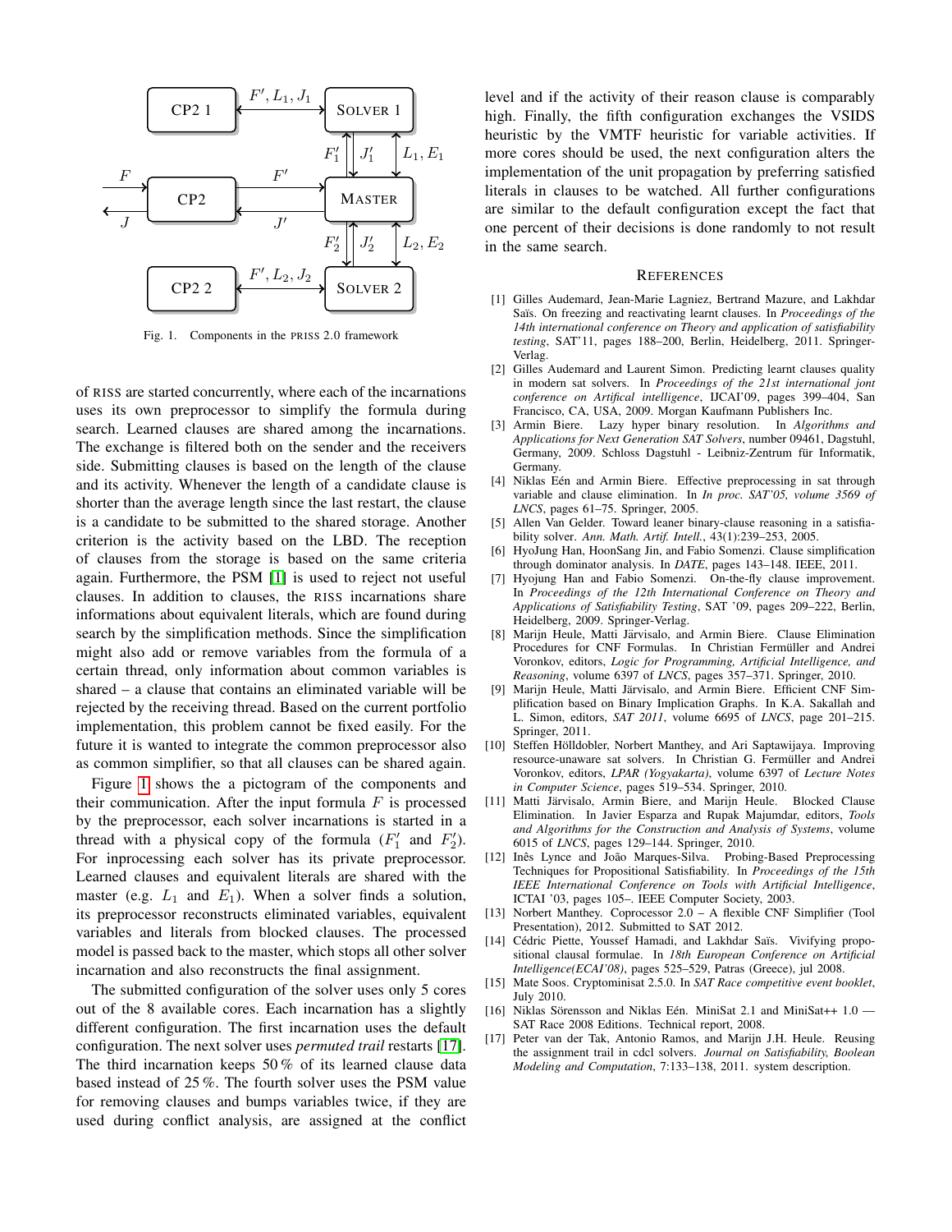CP2 1

SOLVER 1

$F', L_1, J_1$

$F_1'$ $J_1'$ $L_1, E_1$

$F$

$J$

CP2

$F'$

$J'$

MASTER

$F_2'$ $J_2'$ $L_2, E_2$

CP2 2

$F', L_2, J_2$

SOLVER 2

Fig. 1. Components in the PRISS 2.0 framework

of RISS are started concurrently, where each of the incarnations uses its own preprocessor to simplify the formula during search. Learned clauses are shared among the incarnations. The exchange is filtered both on the sender and the receivers side. Submitting clauses is based on the length of the clause and its activity. Whenever the length of a candidate clause is shorter than the average length since the last restart, the clause is a candidate to be submitted to the shared storage. Another criterion is the activity based on the LBD. The reception of clauses from the storage is based on the same criteria again. Furthermore, the PSM [1] is used to reject not useful clauses. In addition to clauses, the RISS incarnations share informations about equivalent literals, which are found during search by the simplification methods. Since the simplification might also add or remove variables from the formula of a certain thread, only information about common variables is shared – a clause that contains an eliminated variable will be rejected by the receiving thread. Based on the current portfolio implementation, this problem cannot be fixed easily. For the future it is wanted to integrate the common preprocessor also as common simplifier, so that all clauses can be shared again.

Figure 1 shows the a pictogram of the components and their communication. After the input formula $F$ is processed by the preprocessor, each solver incarnations is started in a thread with a physical copy of the formula ($F_1'$ and $F_2'$). For inprocessing each solver has its private preprocessor. Learned clauses and equivalent literals are shared with the master (e.g. $L_1$ and $E_1$). When a solver finds a solution, its preprocessor reconstructs eliminated variables, equivalent variables and literals from blocked clauses. The processed model is passed back to the master, which stops all other solver incarnation and also reconstructs the final assignment.

The submitted configuration of the solver uses only 5 cores out of the 8 available cores. Each incarnation has a slightly different configuration. The first incarnation uses the default configuration. The next solver uses *permuted trail* restarts [17]. The third incarnation keeps 50 % of its learned clause data based instead of 25 %. The fourth solver uses the PSM value for removing clauses and bumps variables twice, if they are used during conflict analysis, are assigned at the conflict level and if the activity of their reason clause is comparably high. Finally, the fifth configuration exchanges the VSIDS heuristic by the VMTF heuristic for variable activities. If more cores should be used, the next configuration alters the implementation of the unit propagation by preferring satisfied literals in clauses to be watched. All further configurations are similar to the default configuration except the fact that one percent of their decisions is done randomly to not result in the same search.

## REFERENCES

[1] Gilles Audemard, Jean-Marie Lagniez, Bertrand Mazure, and Lakhdar Saïs. On freezing and reactivating learnt clauses. In *Proceedings of the 14th international conference on Theory and application of satisfiability testing*, SAT'11, pages 188–200, Berlin, Heidelberg, 2011. Springer-Verlag.

[2] Gilles Audemard and Laurent Simon. Predicting learnt clauses quality in modern sat solvers. In *Proceedings of the 21st international jont conference on Artifical intelligence*, IJCAI'09, pages 399–404, San Francisco, CA, USA, 2009. Morgan Kaufmann Publishers Inc.

[3] Armin Biere. Lazy hyper binary resolution. In *Algorithms and Applications for Next Generation SAT Solvers*, number 09461, Dagstuhl, Germany, 2009. Schloss Dagstuhl - Leibniz-Zentrum für Informatik, Germany.

[4] Niklas Eén and Armin Biere. Effective preprocessing in sat through variable and clause elimination. In *In proc. SAT'05, volume 3569 of LNCS*, pages 61–75. Springer, 2005.

[5] Allen Van Gelder. Toward leaner binary-clause reasoning in a satisfiability solver. *Ann. Math. Artif. Intell.*, 43(1):239–253, 2005.

[6] HyoJung Han, HoonSang Jin, and Fabio Somenzi. Clause simplification through dominator analysis. In *DATE*, pages 143–148. IEEE, 2011.

[7] Hyojung Han and Fabio Somenzi. On-the-fly clause improvement. In *Proceedings of the 12th International Conference on Theory and Applications of Satisfiability Testing*, SAT '09, pages 209–222, Berlin, Heidelberg, 2009. Springer-Verlag.

[8] Marijn Heule, Matti Järvisalo, and Armin Biere. Clause Elimination Procedures for CNF Formulas. In Christian Fermüller and Andrei Voronkov, editors, *Logic for Programming, Artificial Intelligence, and Reasoning*, volume 6397 of *LNCS*, pages 357–371. Springer, 2010.

[9] Marijn Heule, Matti Järvisalo, and Armin Biere. Efficient CNF Simplification based on Binary Implication Graphs. In K.A. Sakallah and L. Simon, editors, *SAT 2011*, volume 6695 of *LNCS*, page 201–215. Springer, 2011.

[10] Steffen Hölldobler, Norbert Manthey, and Ari Saptawijaya. Improving resource-unaware sat solvers. In Christian G. Fermüller and Andrei Voronkov, editors, *LPAR (Yogyakarta)*, volume 6397 of *Lecture Notes in Computer Science*, pages 519–534. Springer, 2010.

[11] Matti Järvisalo, Armin Biere, and Marijn Heule. Blocked Clause Elimination. In Javier Esparza and Rupak Majumdar, editors, *Tools and Algorithms for the Construction and Analysis of Systems*, volume 6015 of *LNCS*, pages 129–144. Springer, 2010.

[12] Inês Lynce and João Marques-Silva. Probing-Based Preprocessing Techniques for Propositional Satisfiability. In *Proceedings of the 15th IEEE International Conference on Tools with Artificial Intelligence*, ICTAI '03, pages 105–. IEEE Computer Society, 2003.

[13] Norbert Manthey. Coprocessor 2.0 – A flexible CNF Simplifier (Tool Presentation), 2012. Submitted to SAT 2012.

[14] Cédric Piette, Youssef Hamadi, and Lakhdar Saïs. Vivifying propositional clausal formulae. In *18th European Conference on Artificial Intelligence(ECAI'08)*, pages 525–529, Patras (Greece), jul 2008.

[15] Mate Soos. Cryptominisat 2.5.0. In *SAT Race competitive event booklet*, July 2010.

[16] Niklas Sörensson and Niklas Eén. MiniSat 2.1 and MiniSat++ 1.0 — SAT Race 2008 Editions. Technical report, 2008.

[17] Peter van der Tak, Antonio Ramos, and Marijn J.H. Heule. Reusing the assignment trail in cdcl solvers. *Journal on Satisfiability, Boolean Modeling and Computation*, 7:133–138, 2011. system description.